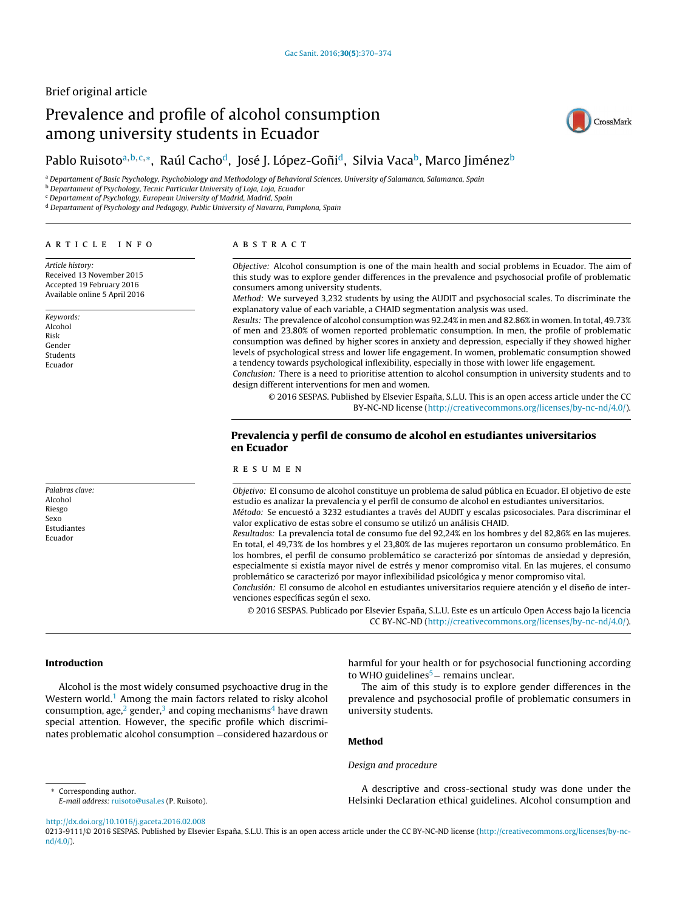Brief original article

# Prevalence and profile of alcohol consumption among university students in Ecuador

Pablo Ruisoto[a,b,c,*], Raúl Cacho[d], José J. López-Goñi[d], Silvia Vaca[b], Marco Jiménez[b]

[a] Departament of Basic Psychology, Psychobiology and Methodology of Behavioral Sciences, University of Salamanca, Salamanca, Spain
[b] Departament of Psychology, Tecnic Particular University of Loja, Loja, Ecuador
[c] Departament of Psychology, European University of Madrid, Madrid, Spain
[d] Departament of Psychology and Pedagogy, Public University of Navarra, Pamplona, Spain

ARTICLE INFO

*Article history:*
Received 13 November 2015
Accepted 19 February 2016
Available online 5 April 2016

*Keywords:*
Alcohol
Risk
Gender
Students
Ecuador

ABSTRACT

*Objective:* Alcohol consumption is one of the main health and social problems in Ecuador. The aim of this study was to explore gender differences in the prevalence and psychosocial profile of problematic consumers among university students.
*Method:* We surveyed 3,232 students by using the AUDIT and psychosocial scales. To discriminate the explanatory value of each variable, a CHAID segmentation analysis was used.
*Results:* The prevalence of alcohol consumption was 92.24% in men and 82.86% in women. In total, 49.73% of men and 23.80% of women reported problematic consumption. In men, the profile of problematic consumption was defined by higher scores in anxiety and depression, especially if they showed higher levels of psychological stress and lower life engagement. In women, problematic consumption showed a tendency towards psychological inflexibility, especially in those with lower life engagement.
*Conclusion:* There is a need to prioritise attention to alcohol consumption in university students and to design different interventions for men and women.

© 2016 SESPAS. Published by Elsevier España, S.L.U. This is an open access article under the CC BY-NC-ND license (http://creativecommons.org/licenses/by-nc-nd/4.0/).

## Prevalencia y perfil de consumo de alcohol en estudiantes universitarios en Ecuador

*Palabras clave:*
Alcohol
Riesgo
Sexo
Estudiantes
Ecuador

RESUMEN

*Objetivo:* El consumo de alcohol constituye un problema de salud pública en Ecuador. El objetivo de este estudio es analizar la prevalencia y el perfil de consumo de alcohol en estudiantes universitarios.
*Método:* Se encuestó a 3232 estudiantes a través del AUDIT y escalas psicosociales. Para discriminar el valor explicativo de estas sobre el consumo se utilizó un análisis CHAID.
*Resultados:* La prevalencia total de consumo fue del 92,24% en los hombres y del 82,86% en las mujeres. En total, el 49,73% de los hombres y el 23,80% de las mujeres reportaron un consumo problemático. En los hombres, el perfil de consumo problemático se caracterizó por síntomas de ansiedad y depresión, especialmente si existía mayor nivel de estrés y menor compromiso vital. En las mujeres, el consumo problemático se caracterizó por mayor inflexibilidad psicológica y menor compromiso vital.
*Conclusión:* El consumo de alcohol en estudiantes universitarios requiere atención y el diseño de intervenciones específicas según el sexo.

© 2016 SESPAS. Publicado por Elsevier España, S.L.U. Este es un artículo Open Access bajo la licencia CC BY-NC-ND (http://creativecommons.org/licenses/by-nc-nd/4.0/).

## Introduction

Alcohol is the most widely consumed psychoactive drug in the Western world.[1] Among the main factors related to risky alcohol consumption, age,[2] gender,[3] and coping mechanisms[4] have drawn special attention. However, the specific profile which discriminates problematic alcohol consumption –considered hazardous or harmful for your health or for psychosocial functioning according to WHO guidelines[5] – remains unclear.

The aim of this study is to explore gender differences in the prevalence and psychosocial profile of problematic consumers in university students.

## Method

### *Design and procedure*

A descriptive and cross-sectional study was done under the Helsinki Declaration ethical guidelines. Alcohol consumption and

* Corresponding author.
*E-mail address:* ruisoto@usal.es (P. Ruisoto).

http://dx.doi.org/10.1016/j.gaceta.2016.02.008
0213-9111/© 2016 SESPAS. Published by Elsevier España, S.L.U. This is an open access article under the CC BY-NC-ND license (http://creativecommons.org/licenses/by-nc-nd/4.0/).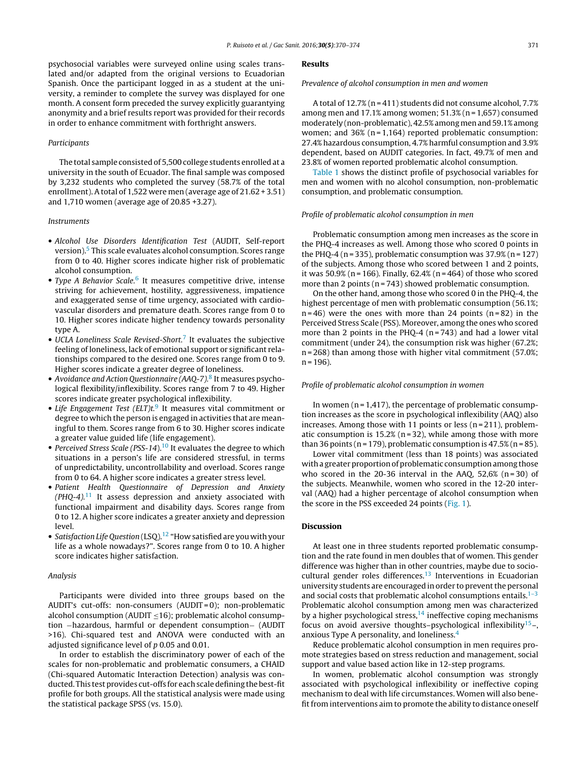psychosocial variables were surveyed online using scales translated and/or adapted from the original versions to Ecuadorian Spanish. Once the participant logged in as a student at the university, a reminder to complete the survey was displayed for one month. A consent form preceded the survey explicitly guarantying anonymity and a brief results report was provided for their records in order to enhance commitment with forthright answers.

*Participants*

The total sample consisted of 5,500 college students enrolled at a university in the south of Ecuador. The final sample was composed by 3,232 students who completed the survey (58.7% of the total enrollment). A total of 1,522 were men (average age of 21.62 + 3.51) and 1,710 women (average age of 20.85 +3.27).

*Instruments*

- *Alcohol Use Disorders Identification Test* (AUDIT, Self-report version).[5] This scale evaluates alcohol consumption. Scores range from 0 to 40. Higher scores indicate higher risk of problematic alcohol consumption.
- *Type A Behavior Scale.*[6] It measures competitive drive, intense striving for achievement, hostility, aggressiveness, impatience and exaggerated sense of time urgency, associated with cardiovascular disorders and premature death. Scores range from 0 to 10. Higher scores indicate higher tendency towards personality type A.
- *UCLA Loneliness Scale Revised-Short.*[7] It evaluates the subjective feeling of loneliness, lack of emotional support or significant relationships compared to the desired one. Scores range from 0 to 9. Higher scores indicate a greater degree of loneliness.
- *Avoidance and Action Questionnaire (AAQ-7).*[8] It measures psychological flexibility/inflexibility. Scores range from 7 to 49. Higher scores indicate greater psychological inflexibility.
- *Life Engagement Test (ELT)t.*[9] It measures vital commitment or degree to which the person is engaged in activities that are meaningful to them. Scores range from 6 to 30. Higher scores indicate a greater value guided life (life engagement).
- *Perceived Stress Scale (PSS-14).*[10] It evaluates the degree to which situations in a person's life are considered stressful, in terms of unpredictability, uncontrollability and overload. Scores range from 0 to 64. A higher score indicates a greater stress level.
- *Patient Health Questionnaire of Depression and Anxiety (PHQ-4).*[11] It assess depression and anxiety associated with functional impairment and disability days. Scores range from 0 to 12. A higher score indicates a greater anxiety and depression level.
- *Satisfaction Life Question* (LSQ).[12] "How satisfied are you with your life as a whole nowadays?". Scores range from 0 to 10. A higher score indicates higher satisfaction.

*Analysis*

Participants were divided into three groups based on the AUDIT's cut-offs: non-consumers (AUDIT = 0); non-problematic alcohol consumption (AUDIT ≤16); problematic alcohol consumption –hazardous, harmful or dependent consumption– (AUDIT >16). Chi-squared test and ANOVA were conducted with an adjusted significance level of *p* 0.05 and 0.01.

In order to establish the discriminatory power of each of the scales for non-problematic and problematic consumers, a CHAID (Chi-squared Automatic Interaction Detection) analysis was conducted. This test provides cut-offs for each scale defining the best-fit profile for both groups. All the statistical analysis were made using the statistical package SPSS (vs. 15.0).

## Results

*Prevalence of alcohol consumption in men and women*

A total of 12.7% (n = 411) students did not consume alcohol, 7.7% among men and 17.1% among women; 51.3% (n = 1,657) consumed moderately (non-problematic), 42.5% among men and 59.1% among women; and 36% (n = 1,164) reported problematic consumption: 27.4% hazardous consumption, 4.7% harmful consumption and 3.9% dependent, based on AUDIT categories. In fact, 49.7% of men and 23.8% of women reported problematic alcohol consumption.

Table 1 shows the distinct profile of psychosocial variables for men and women with no alcohol consumption, non-problematic consumption, and problematic consumption.

*Profile of problematic alcohol consumption in men*

Problematic consumption among men increases as the score in the PHQ-4 increases as well. Among those who scored 0 points in the PHQ-4 (n = 335), problematic consumption was 37.9% (n = 127) of the subjects. Among those who scored between 1 and 2 points, it was 50.9% (n = 166). Finally, 62.4% (n = 464) of those who scored more than 2 points (n = 743) showed problematic consumption.

On the other hand, among those who scored 0 in the PHQ-4, the highest percentage of men with problematic consumption (56.1%; n = 46) were the ones with more than 24 points (n = 82) in the Perceived Stress Scale (PSS). Moreover, among the ones who scored more than 2 points in the PHQ-4 (n = 743) and had a lower vital commitment (under 24), the consumption risk was higher (67.2%; n = 268) than among those with higher vital commitment (57.0%; n = 196).

*Profile of problematic alcohol consumption in women*

In women (n = 1,417), the percentage of problematic consumption increases as the score in psychological inflexibility (AAQ) also increases. Among those with 11 points or less (n = 211), problematic consumption is 15.2% (n = 32), while among those with more than 36 points (n = 179), problematic consumption is 47.5% (n = 85).

Lower vital commitment (less than 18 points) was associated with a greater proportion of problematic consumption among those who scored in the 20-36 interval in the AAQ, 52,6% (n = 30) of the subjects. Meanwhile, women who scored in the 12-20 interval (AAQ) had a higher percentage of alcohol consumption when the score in the PSS exceeded 24 points (Fig. 1).

## Discussion

At least one in three students reported problematic consumption and the rate found in men doubles that of women. This gender difference was higher than in other countries, maybe due to sociocultural gender roles differences.[13] Interventions in Ecuadorian university students are encouraged in order to prevent the personal and social costs that problematic alcohol consumptions entails.[1–3] Problematic alcohol consumption among men was characterized by a higher psychological stress,[14] ineffective coping mechanisms focus on avoid aversive thoughts–psychological inflexibility[15]–, anxious Type A personality, and loneliness.[4]

Reduce problematic alcohol consumption in men requires promote strategies based on stress reduction and management, social support and value based action like in 12-step programs.

In women, problematic alcohol consumption was strongly associated with psychological inflexibility or ineffective coping mechanism to deal with life circumstances. Women will also benefit from interventions aim to promote the ability to distance oneself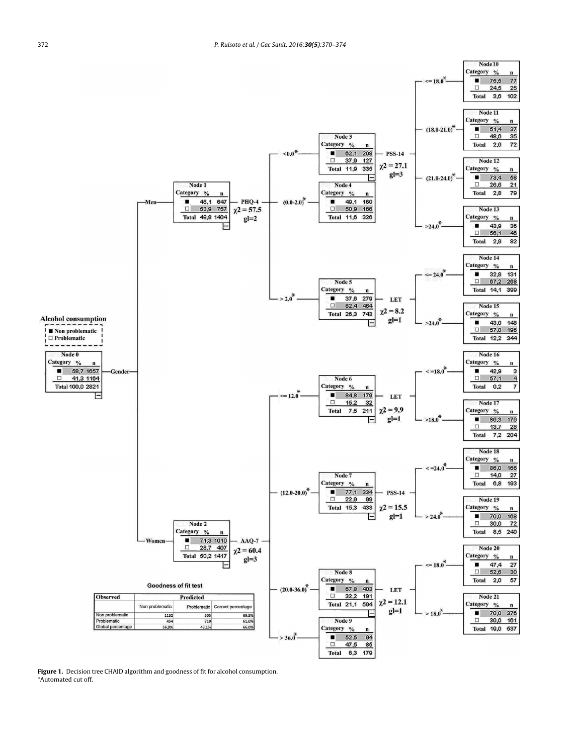**Alcohol consumption**

- ■ Non problematic
- □ Problematic

**Node 0** (Gender)

| Category | % | n |
|---|---|---|
| ■ | 58,7 | 1657 |
| □ | 41,3 | 1164 |
| Total | 100,0 | 2821 |

**Men — Node 1** (PHQ-4, $\chi2 = 57.5$, gl=2)

| Category | % | n |
|---|---|---|
| ■ | 46,1 | 647 |
| □ | 53,9 | 757 |
| Total | 49,8 | 1404 |

- <0.0* — **Node 3** (PSS-14, $\chi2 = 27.1$, gl=3)

| Category | % | n |
|---|---|---|
| ■ | 62,1 | 208 |
| □ | 37,9 | 127 |
| Total | 11,9 | 335 |

  - <= 18.0* — **Node 10**: ■ 75,5 (77); □ 24,5 (25); Total 3,6 (102)
  - (18.0-21.0)* — **Node 11**: ■ 51,4 (37); □ 48,6 (35); Total 2,6 (72)
  - (21.0-24.0)* — **Node 12**: ■ 73,4 (58); □ 26,6 (21); Total 2,8 (79)
  - >24.0* — **Node 13**: ■ 43,9 (36); □ 56,1 (46); Total 2,9 (82)
- (0.0-2.0)* — **Node 4**: ■ 49,1 (160); □ 50,9 (166); Total 11,6 (326)
- > 2.0* — **Node 5** (LET, $\chi2 = 8.2$, gl=1): ■ 37,6 (279); □ 62,4 (464); Total 26,3 (743)
  - <= 24.0* — **Node 14**: ■ 32,8 (131); □ 67,2 (268); Total 14,1 (399)
  - >24.0* — **Node 15**: ■ 43,0 (148); □ 57,0 (196); Total 12,2 (344)

**Women — Node 2** (AAQ-7, $\chi2 = 60.4$, gl=3)

| Category | % | n |
|---|---|---|
| ■ | 71,3 | 1010 |
| □ | 28,7 | 407 |
| Total | 50,2 | 1417 |

- <= 12.0* — **Node 6** (LET, $\chi2 = 9.9$, gl=1): ■ 84,8 (179); □ 15,2 (32); Total 7,5 (211)
  - <=18.0* — **Node 16**: ■ 42,9 (3); □ 57,1 (4); Total 0,2 (7)
  - >18.0* — **Node 17**: ■ 86,3 (176); □ 13,7 (28); Total 7,2 (204)
- (12.0-20.0)* — **Node 7** (PSS-14, $\chi2 = 15.5$, gl=1): ■ 77,1 (334); □ 22,9 (99); Total 15,3 (433)
  - <=24.0* — **Node 18**: ■ 86,0 (166); □ 14,0 (27); Total 6,8 (193)
  - > 24.0* — **Node 19**: ■ 70,0 (168); □ 30,0 (72); Total 8,5 (240)
- (20.0-36.0)* — **Node 8** (LET, $\chi2 = 12.1$, gl=1): ■ 67,8 (403); □ 32,2 (191); Total 21,1 (594)
  - <= 18.0* — **Node 20**: ■ 47,4 (27); □ 52,6 (30); Total 2,0 (57)
  - > 18.0* — **Node 21**: ■ 70,0 (376); □ 30,0 (161); Total 19,0 (537)
- > 36.0* — **Node 9**: ■ 52,5 (94); □ 47,5 (85); Total 6,3 (179)

**Goodness of fit test**

| Observed | Predicted | | |
|---|---|---|---|
| | Non problematic | Problematic | Correct percentage |
| Non problematic | 1152 | 505 | 69.5% |
| Problematic | 454 | 710 | 61.0% |
| Global percentage | 56.9% | 43.1% | 66.0% |

**Figure 1.** Decision tree CHAID algorithm and goodness of fit for alcohol consumption.
*Automated cut off.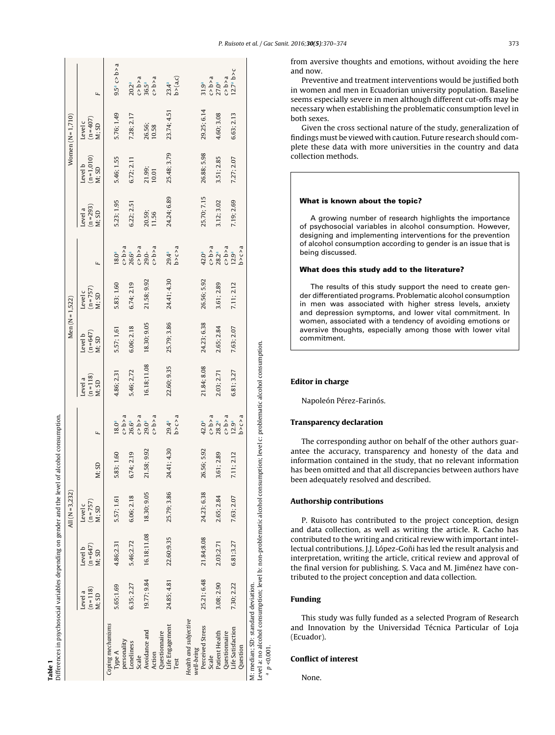**Table 1**
Differences in psychosocial variables depending on gender and the level of alcohol consumption.

| | All (N = 3,232) | | | | Men (N = 1,522) | | | | Women (N = 1,710) | | | |
|---|---|---|---|---|---|---|---|---|---|---|---|---|
| | Level a (n = 118) M; SD | Level b (n = 647) M; SD | Level c (n = 757) M; SD | F | Level a (n = 118) M; SD | Level b (n = 647) M; SD | Level c (n = 757) M; SD | F | Level a (n = 293) M; SD | Level b (n = 1,010) M; SD | Level c (n = 407) M; SD | F |
| *Coping mechanisms* | | | | | | | | | | | | |
| Type A personality | 5.65;1.69 | 4.86;2.31 | 5.57; 1.61 | 5.83; 1.60 | 18.0[a] | 4.86; 2.31 | 5.57; 1.61 | 5.83; 1.60 | 18.0[a] | 5.23; 1.95 | 5.46; 1.55 | 5.76; 1.49 | 9.5[a] c > b > a |
| Loneliness Scale | 6.35; 2.27 | 5.46;2.72 | 6.06; 2.18 | 6.74; 2.19 | c > b > a 26.6[a] | 5.46; 2.72 | 6.06; 2.18 | 6.74; 2.19 | c > b > a 26.6[a] | 6.22; 2.51 | 6.72; 2.11 | 7.28; 2.17 | 20.2[a] c > b > a |
| Avoidance and Action Questionnaire | 19.77; 9.84 | 16.18;11.08 | 18.30; 9.05 | 21.58; 9.92 | c > b > a 29.0[a] c > b > a | 16.18;11.08 | 18.30; 9.05 | 21.58; 9.92 | c > b > a 29.0- c > b > a | 20.59; 11.56 | 21.99; 10.01 | 26.56; 10.58 | 36.5[a] c > b > a |
| Life Engagement Test | 24.85; 4.81 | 22.60;9.35 | 25.79; 3.86 | 24.41; 4.30 | 29.4[a] b > c > a | 22.60; 9.35 | 25.79; 3.86 | 24.41; 4.30 | 29.4[a] b > c > a | 24.24; 6.89 | 25.48; 3.79 | 23.74; 4.51 | 23.4[a] b > (a,c) |
| *Health and subjective well-being* | | | | | | | | | | | | |
| Perceived Stress Scale | 25.21; 6.48 | 21.84;8.08 | 24.23; 6.38 | 26.56; 5.92 | 42.0[a] c > b > a | 21.84; 8.08 | 24.23; 6.38 | 26.56; 5.92 | 42.0[a] c > b > a | 25.70; 7.15 | 26.88; 5.98 | 29.25; 6.14 | 31.9[a] c > b > a |
| Patient Health Questionnaire | 3.08; 2.90 | 2.03;2.71 | 2.65; 2.84 | 3.61; 2.89 | 28.2[a] c > b > a | 2.03; 2.71 | 2.65; 2.84 | 3.61; 2.89 | 28.2[a] c > b > a | 3.12; 3.02 | 3.51; 2.85 | 4.60; 3.08 | 27.0[a] c > b > a |
| Life Satisfaction Question | 7.30; 2.22 | 6.81;3.27 | 7.63; 2.07 | 7.11; 2.12 | 12.9[a] b > c > a | 6.81; 3.27 | 7.63; 2.07 | 7.11; 2.12 | 12.9[a] b > c > a | 7.19; 2.69 | 7.27; 2.07 | 6.63; 2.13 | 12.7[a] b > c |

M: median; SD: standard deviation.
Level a: no alcohol consumption; level b: non-problematic alcohol consumption; level c: problematic alcohol consumption.
[a] $p < 0.001$.

from aversive thoughts and emotions, without avoiding the here and now.

Preventive and treatment interventions would be justified both in women and men in Ecuadorian university population. Baseline seems especially severe in men although different cut-offs may be necessary when establishing the problematic consumption level in both sexes.

Given the cross sectional nature of the study, generalization of findings must be viewed with caution. Future research should complete these data with more universities in the country and data collection methods.

**What is known about the topic?**

A growing number of research highlights the importance of psychosocial variables in alcohol consumption. However, designing and implementing interventions for the prevention of alcohol consumption according to gender is an issue that is being discussed.

**What does this study add to the literature?**

The results of this study support the need to create gender differentiated programs. Problematic alcohol consumption in men was associated with higher stress levels, anxiety and depression symptoms, and lower vital commitment. In women, associated with a tendency of avoiding emotions or aversive thoughts, especially among those with lower vital commitment.

## Editor in charge

Napoleón Pérez-Farinós.

## Transparency declaration

The corresponding author on behalf of the other authors guarantee the accuracy, transparency and honesty of the data and information contained in the study, that no relevant information has been omitted and that all discrepancies between authors have been adequately resolved and described.

## Authorship contributions

P. Ruisoto has contributed to the project conception, design and data collection, as well as writing the article. R. Cacho has contributed to the writing and critical review with important intellectual contributions. J.J. López-Goñi has led the result analysis and interpretation, writing the article, critical review and approval of the final version for publishing. S. Vaca and M. Jiménez have contributed to the project conception and data collection.

## Funding

This study was fully funded as a selected Program of Research and Innovation by the Universidad Técnica Particular of Loja (Ecuador).

## Conflict of interest

None.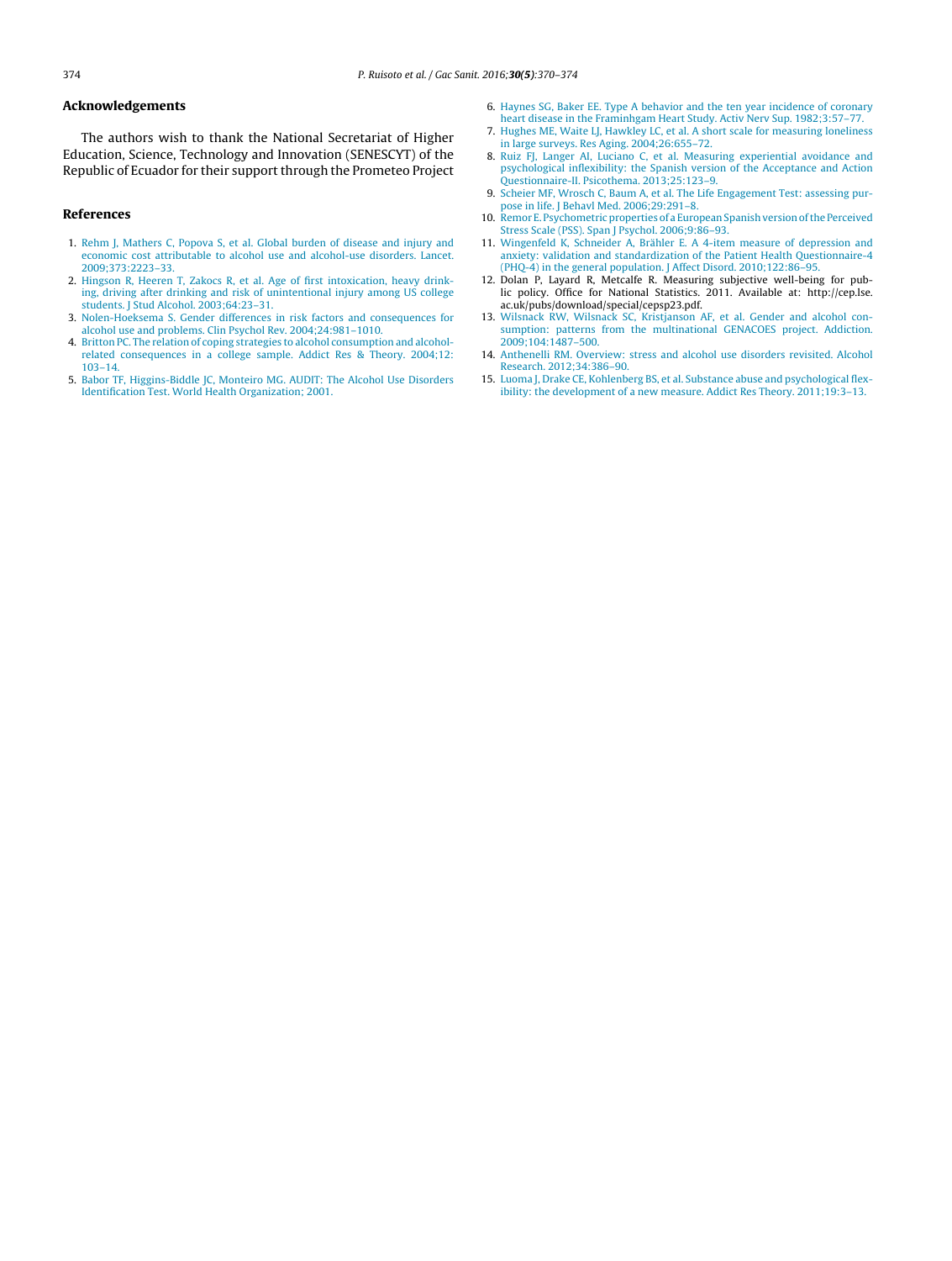## Acknowledgements

The authors wish to thank the National Secretariat of Higher Education, Science, Technology and Innovation (SENESCYT) of the Republic of Ecuador for their support through the Prometeo Project

## References

1. Rehm J, Mathers C, Popova S, et al. Global burden of disease and injury and economic cost attributable to alcohol use and alcohol-use disorders. Lancet. 2009;373:2223–33.
2. Hingson R, Heeren T, Zakocs R, et al. Age of first intoxication, heavy drinking, driving after drinking and risk of unintentional injury among US college students. J Stud Alcohol. 2003;64:23–31.
3. Nolen-Hoeksema S. Gender differences in risk factors and consequences for alcohol use and problems. Clin Psychol Rev. 2004;24:981–1010.
4. Britton PC. The relation of coping strategies to alcohol consumption and alcohol-related consequences in a college sample. Addict Res & Theory. 2004;12:103–14.
5. Babor TF, Higgins-Biddle JC, Monteiro MG. AUDIT: The Alcohol Use Disorders Identification Test. World Health Organization; 2001.
6. Haynes SG, Baker EE. Type A behavior and the ten year incidence of coronary heart disease in the Framinhgam Heart Study. Activ Nerv Sup. 1982;3:57–77.
7. Hughes ME, Waite LJ, Hawkley LC, et al. A short scale for measuring loneliness in large surveys. Res Aging. 2004;26:655–72.
8. Ruiz FJ, Langer AI, Luciano C, et al. Measuring experiential avoidance and psychological inflexibility: the Spanish version of the Acceptance and Action Questionnaire-II. Psicothema. 2013;25:123–9.
9. Scheier MF, Wrosch C, Baum A, et al. The Life Engagement Test: assessing purpose in life. J Behavl Med. 2006;29:291–8.
10. Remor E. Psychometric properties of a European Spanish version of the Perceived Stress Scale (PSS). Span J Psychol. 2006;9:86–93.
11. Wingenfeld K, Schneider A, Brähler E. A 4-item measure of depression and anxiety: validation and standardization of the Patient Health Questionnaire-4 (PHQ-4) in the general population. J Affect Disord. 2010;122:86–95.
12. Dolan P, Layard R, Metcalfe R. Measuring subjective well-being for public policy. Office for National Statistics. 2011. Available at: http://cep.lse.ac.uk/pubs/download/special/cepsp23.pdf.
13. Wilsnack RW, Wilsnack SC, Kristjanson AF, et al. Gender and alcohol consumption: patterns from the multinational GENACOES project. Addiction. 2009;104:1487–500.
14. Anthenelli RM. Overview: stress and alcohol use disorders revisited. Alcohol Research. 2012;34:386–90.
15. Luoma J, Drake CE, Kohlenberg BS, et al. Substance abuse and psychological flexibility: the development of a new measure. Addict Res Theory. 2011;19:3–13.